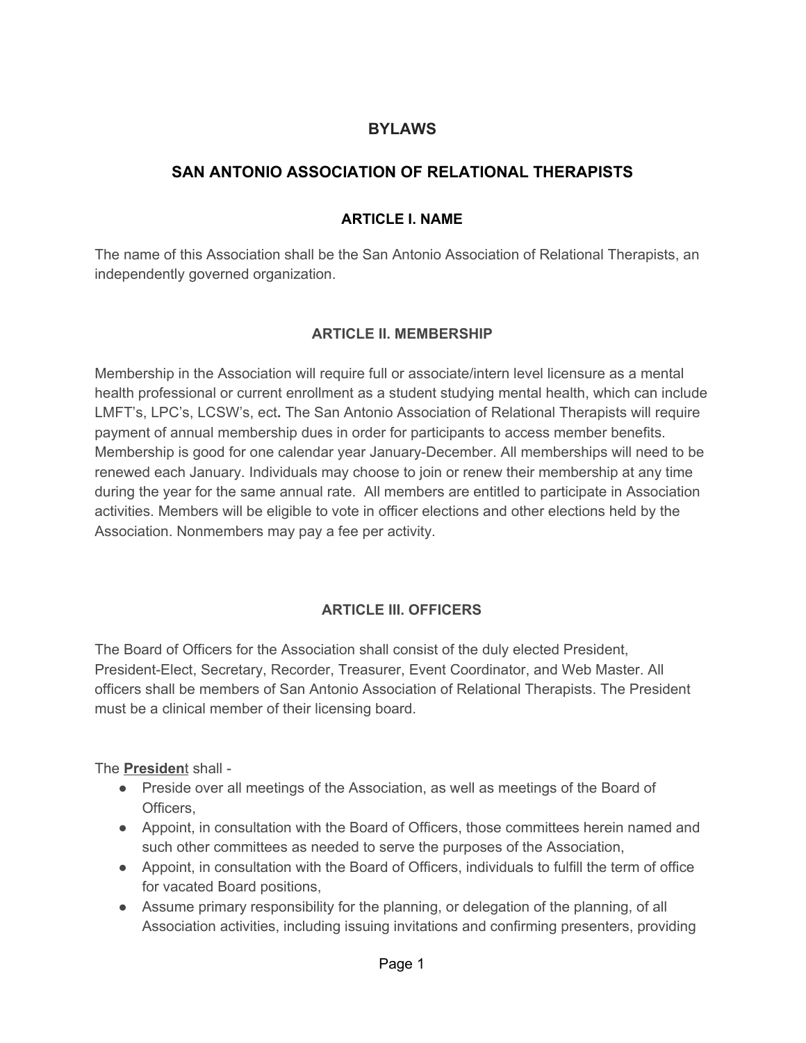# BYLAWS

# SAN ANTONIO ASSOCIATION OF RELATIONAL THERAPISTS

## ARTICLE I. NAME

The name of this Association shall be the San Antonio Association of Relational Therapists, an independently governed organization.

## ARTICLE II. MEMBERSHIP

Membership in the Association will require full or associate/intern level licensure as a mental health professional or current enrollment as a student studying mental health, which can include LMFT's, LPC's, LCSW's, ect**.** The San Antonio Association of Relational Therapists will require payment of annual membership dues in order for participants to access member benefits. Membership is good for one calendar year January-December. All memberships will need to be renewed each January. Individuals may choose to join or renew their membership at any time during the year for the same annual rate. All members are entitled to participate in Association activities. Members will be eligible to vote in officer elections and other elections held by the Association. Nonmembers may pay a fee per activity.

## ARTICLE III. OFFICERS

The Board of Officers for the Association shall consist of the duly elected President, President-Elect, Secretary, Recorder, Treasurer, Event Coordinator, and Web Master. All officers shall be members of San Antonio Association of Relational Therapists. The President must be a clinical member of their licensing board.

The **Presiden**t shall -

- Preside over all meetings of the Association, as well as meetings of the Board of Officers,
- Appoint, in consultation with the Board of Officers, those committees herein named and such other committees as needed to serve the purposes of the Association,
- Appoint, in consultation with the Board of Officers, individuals to fulfill the term of office for vacated Board positions,
- Assume primary responsibility for the planning, or delegation of the planning, of all Association activities, including issuing invitations and confirming presenters, providing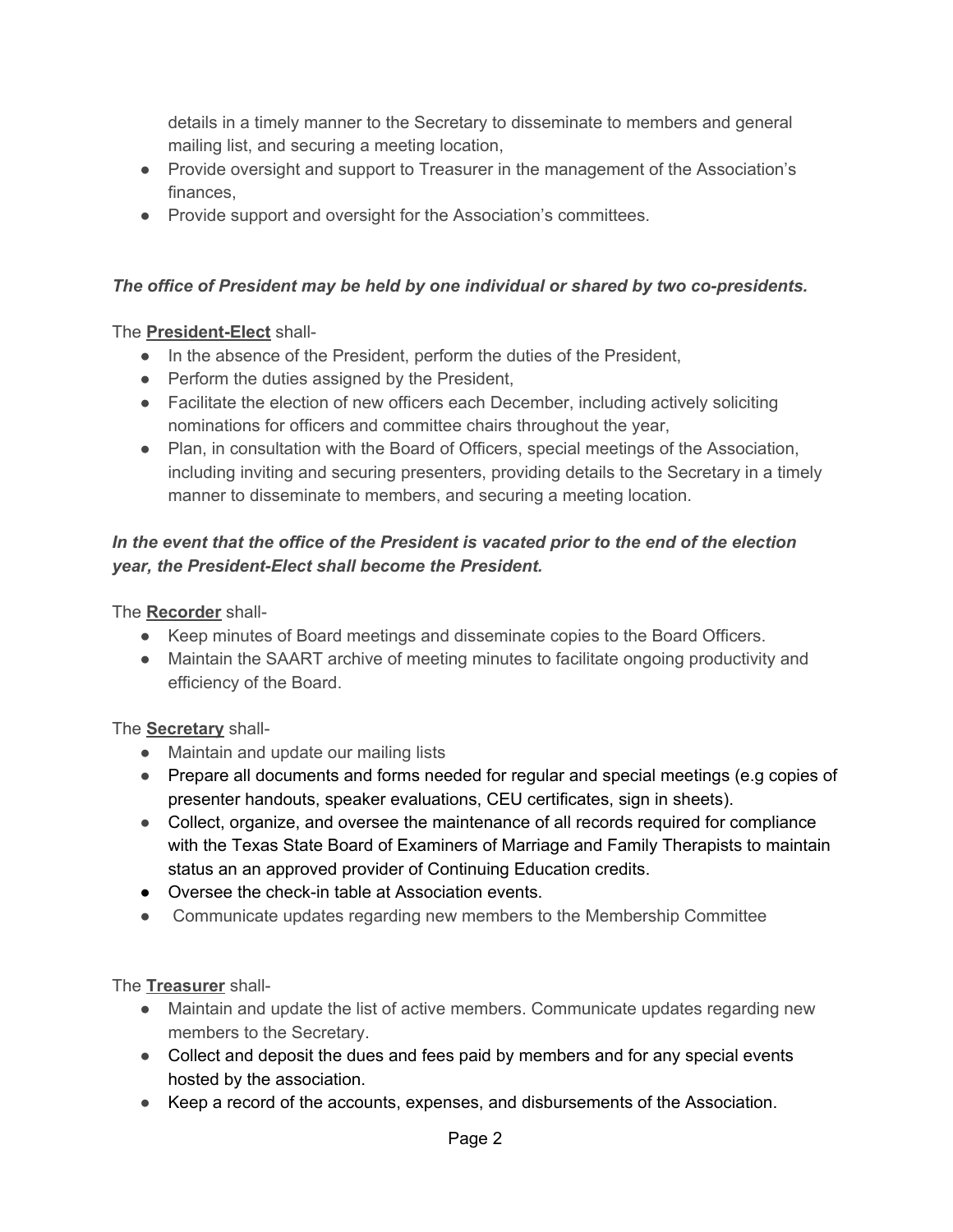details in a timely manner to the Secretary to disseminate to members and general mailing list, and securing a meeting location,

- Provide oversight and support to Treasurer in the management of the Association's finances,
- Provide support and oversight for the Association's committees.

***The office of President may be held by one individual or shared by two co-presidents.***

The **President-Elect** shall-

- In the absence of the President, perform the duties of the President,
- Perform the duties assigned by the President,
- Facilitate the election of new officers each December, including actively soliciting nominations for officers and committee chairs throughout the year,
- Plan, in consultation with the Board of Officers, special meetings of the Association, including inviting and securing presenters, providing details to the Secretary in a timely manner to disseminate to members, and securing a meeting location.

***In the event that the office of the President is vacated prior to the end of the election year, the President-Elect shall become the President.***

The **Recorder** shall-

- Keep minutes of Board meetings and disseminate copies to the Board Officers.
- Maintain the SAART archive of meeting minutes to facilitate ongoing productivity and efficiency of the Board.

The **Secretary** shall-

- Maintain and update our mailing lists
- Prepare all documents and forms needed for regular and special meetings (e.g copies of presenter handouts, speaker evaluations, CEU certificates, sign in sheets).
- Collect, organize, and oversee the maintenance of all records required for compliance with the Texas State Board of Examiners of Marriage and Family Therapists to maintain status an an approved provider of Continuing Education credits.
- Oversee the check-in table at Association events.
- Communicate updates regarding new members to the Membership Committee

The **Treasurer** shall-

- Maintain and update the list of active members. Communicate updates regarding new members to the Secretary.
- Collect and deposit the dues and fees paid by members and for any special events hosted by the association.
- Keep a record of the accounts, expenses, and disbursements of the Association.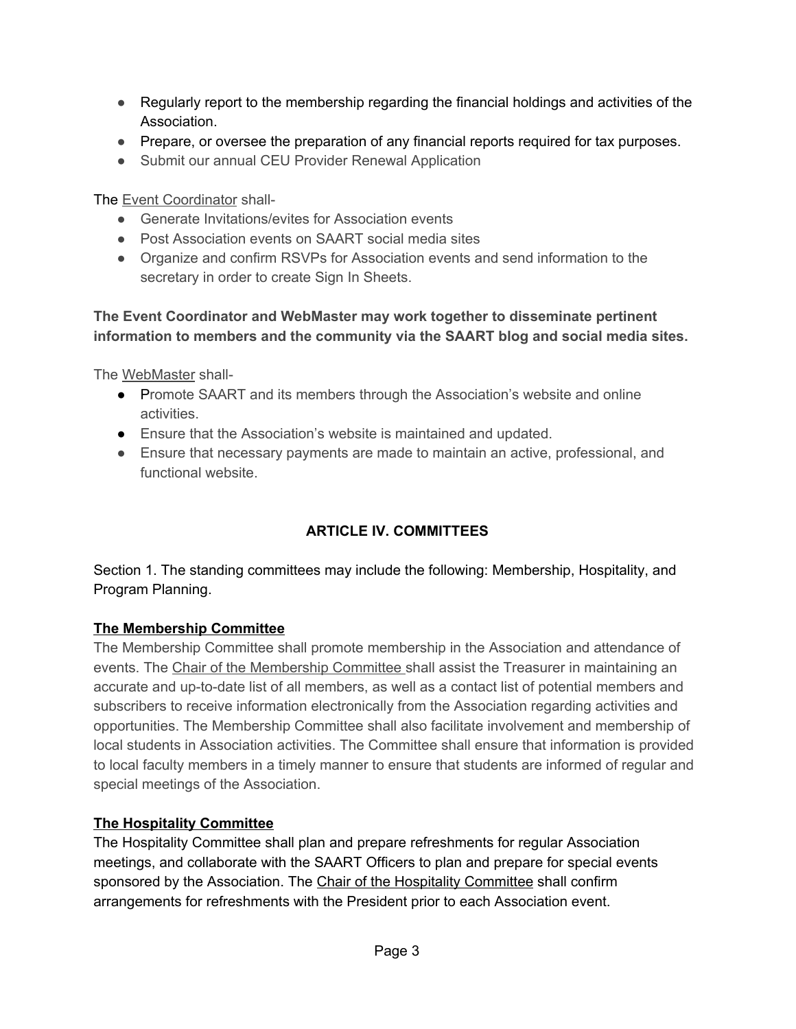- Regularly report to the membership regarding the financial holdings and activities of the Association.
- Prepare, or oversee the preparation of any financial reports required for tax purposes.
- Submit our annual CEU Provider Renewal Application

The Event Coordinator shall-

- Generate Invitations/evites for Association events
- Post Association events on SAART social media sites
- Organize and confirm RSVPs for Association events and send information to the secretary in order to create Sign In Sheets.

**The Event Coordinator and WebMaster may work together to disseminate pertinent information to members and the community via the SAART blog and social media sites.**

The WebMaster shall-

- Promote SAART and its members through the Association's website and online activities.
- Ensure that the Association's website is maintained and updated.
- Ensure that necessary payments are made to maintain an active, professional, and functional website.

## ARTICLE IV. COMMITTEES

Section 1. The standing committees may include the following: Membership, Hospitality, and Program Planning.

### The Membership Committee

The Membership Committee shall promote membership in the Association and attendance of events. The Chair of the Membership Committee shall assist the Treasurer in maintaining an accurate and up-to-date list of all members, as well as a contact list of potential members and subscribers to receive information electronically from the Association regarding activities and opportunities. The Membership Committee shall also facilitate involvement and membership of local students in Association activities. The Committee shall ensure that information is provided to local faculty members in a timely manner to ensure that students are informed of regular and special meetings of the Association.

### The Hospitality Committee

The Hospitality Committee shall plan and prepare refreshments for regular Association meetings, and collaborate with the SAART Officers to plan and prepare for special events sponsored by the Association. The Chair of the Hospitality Committee shall confirm arrangements for refreshments with the President prior to each Association event.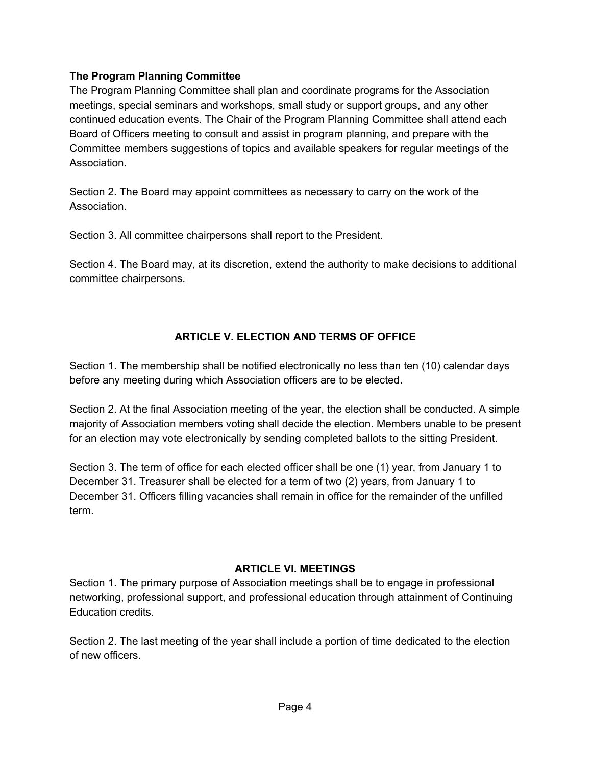**<u>The Program Planning Committee</u>**

The Program Planning Committee shall plan and coordinate programs for the Association meetings, special seminars and workshops, small study or support groups, and any other continued education events. The <u>Chair of the Program Planning Committee</u> shall attend each Board of Officers meeting to consult and assist in program planning, and prepare with the Committee members suggestions of topics and available speakers for regular meetings of the Association.

Section 2. The Board may appoint committees as necessary to carry on the work of the Association.

Section 3. All committee chairpersons shall report to the President.

Section 4. The Board may, at its discretion, extend the authority to make decisions to additional committee chairpersons.

## ARTICLE V. ELECTION AND TERMS OF OFFICE

Section 1. The membership shall be notified electronically no less than ten (10) calendar days before any meeting during which Association officers are to be elected.

Section 2. At the final Association meeting of the year, the election shall be conducted. A simple majority of Association members voting shall decide the election. Members unable to be present for an election may vote electronically by sending completed ballots to the sitting President.

Section 3. The term of office for each elected officer shall be one (1) year, from January 1 to December 31. Treasurer shall be elected for a term of two (2) years, from January 1 to December 31. Officers filling vacancies shall remain in office for the remainder of the unfilled term.

## ARTICLE VI. MEETINGS

Section 1. The primary purpose of Association meetings shall be to engage in professional networking, professional support, and professional education through attainment of Continuing Education credits.

Section 2. The last meeting of the year shall include a portion of time dedicated to the election of new officers.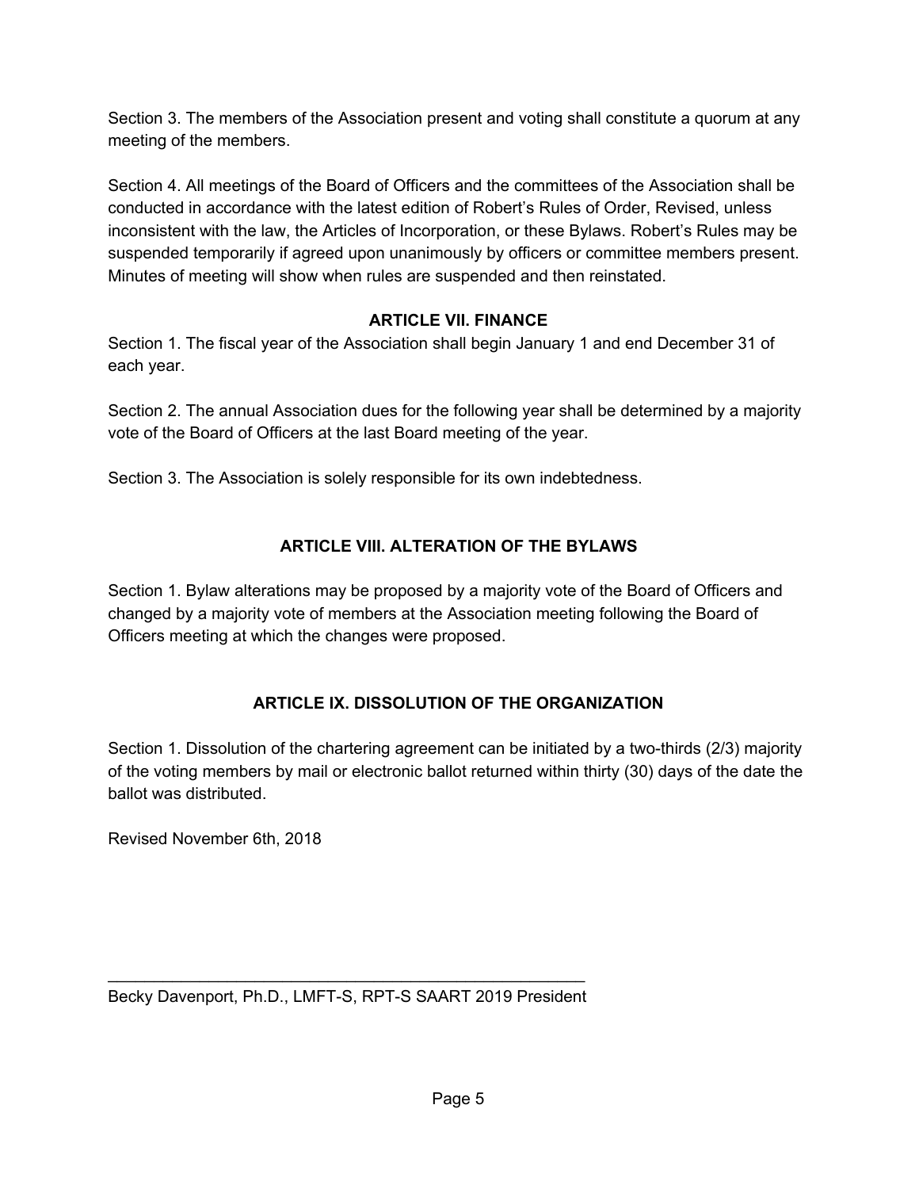Section 3. The members of the Association present and voting shall constitute a quorum at any meeting of the members.

Section 4. All meetings of the Board of Officers and the committees of the Association shall be conducted in accordance with the latest edition of Robert's Rules of Order, Revised, unless inconsistent with the law, the Articles of Incorporation, or these Bylaws. Robert's Rules may be suspended temporarily if agreed upon unanimously by officers or committee members present. Minutes of meeting will show when rules are suspended and then reinstated.

## ARTICLE VII. FINANCE

Section 1. The fiscal year of the Association shall begin January 1 and end December 31 of each year.

Section 2. The annual Association dues for the following year shall be determined by a majority vote of the Board of Officers at the last Board meeting of the year.

Section 3. The Association is solely responsible for its own indebtedness.

## ARTICLE VIII. ALTERATION OF THE BYLAWS

Section 1. Bylaw alterations may be proposed by a majority vote of the Board of Officers and changed by a majority vote of members at the Association meeting following the Board of Officers meeting at which the changes were proposed.

## ARTICLE IX. DISSOLUTION OF THE ORGANIZATION

Section 1. Dissolution of the chartering agreement can be initiated by a two-thirds (2/3) majority of the voting members by mail or electronic ballot returned within thirty (30) days of the date the ballot was distributed.

Revised November 6th, 2018

\_\_\_\_\_\_\_\_\_\_\_\_\_\_\_\_\_\_\_\_\_\_\_\_\_\_\_\_\_\_\_\_\_\_\_\_\_\_\_\_\_\_\_\_\_\_\_\_\_\_\_\_

Becky Davenport, Ph.D., LMFT-S, RPT-S SAART 2019 President